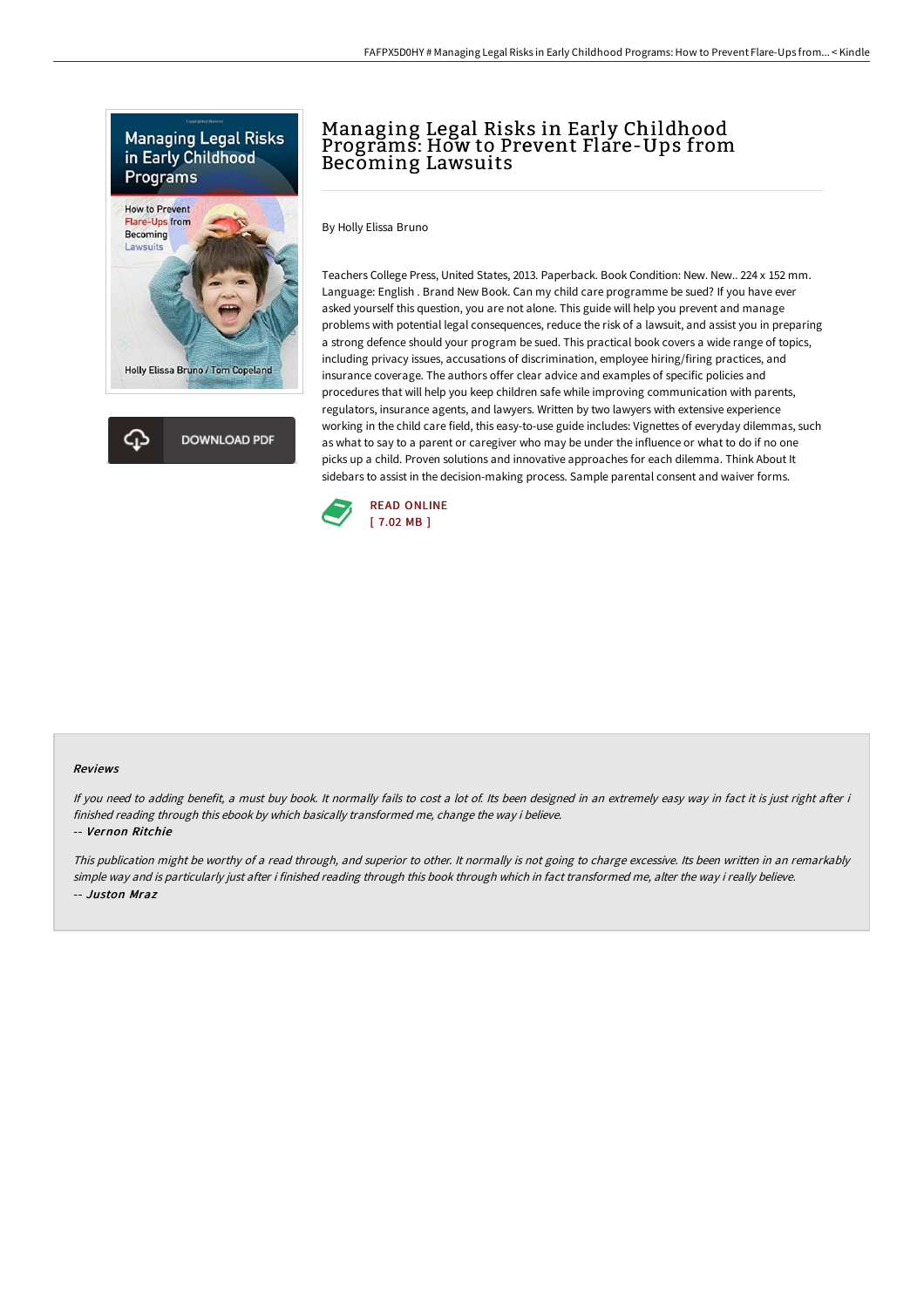# Managing Legal Risks in Early Childhood Programs: How to Prevent Flare-Ups from Becoming Lawsuits

By Holly Elissa Bruno

Teachers College Press, United States, 2013. Paperback. Book Condition: New. New.. 224 x 152 mm. Language: English . Brand New Book. Can my child care programme be sued? If you have ever asked yourself this question, you are not alone. This guide will help you prevent and manage problems with potential legal consequences, reduce the risk of a lawsuit, and assist you in preparing a strong defence should your program be sued. This practical book covers a wide range of topics, including privacy issues, accusations of discrimination, employee hiring/firing practices, and insurance coverage. The authors offer clear advice and examples of specific policies and procedures that will help you keep children safe while improving communication with parents, regulators, insurance agents, and lawyers. Written by two lawyers with extensive experience working in the child care field, this easy-to-use guide includes: Vignettes of everyday dilemmas, such as what to say to a parent or caregiver who may be under the influence or what to do if no one picks up a child. Proven solutions and innovative approaches for each dilemma. Think About It sidebars to assist in the decision-making process. Sample parental consent and waiver forms.

DOWNLOAD PDF

READ ONLINE
[ 7.02 MB ]

### Reviews

*If you need to adding benefit, a must buy book. It normally fails to cost a lot of. Its been designed in an extremely easy way in fact it is just right after i finished reading through this ebook by which basically transformed me, change the way i believe.*

-- ***Vernon Ritchie***

*This publication might be worthy of a read through, and superior to other. It normally is not going to charge excessive. Its been written in an remarkably simple way and is particularly just after i finished reading through this book through which in fact transformed me, alter the way i really believe.*

-- ***Juston Mraz***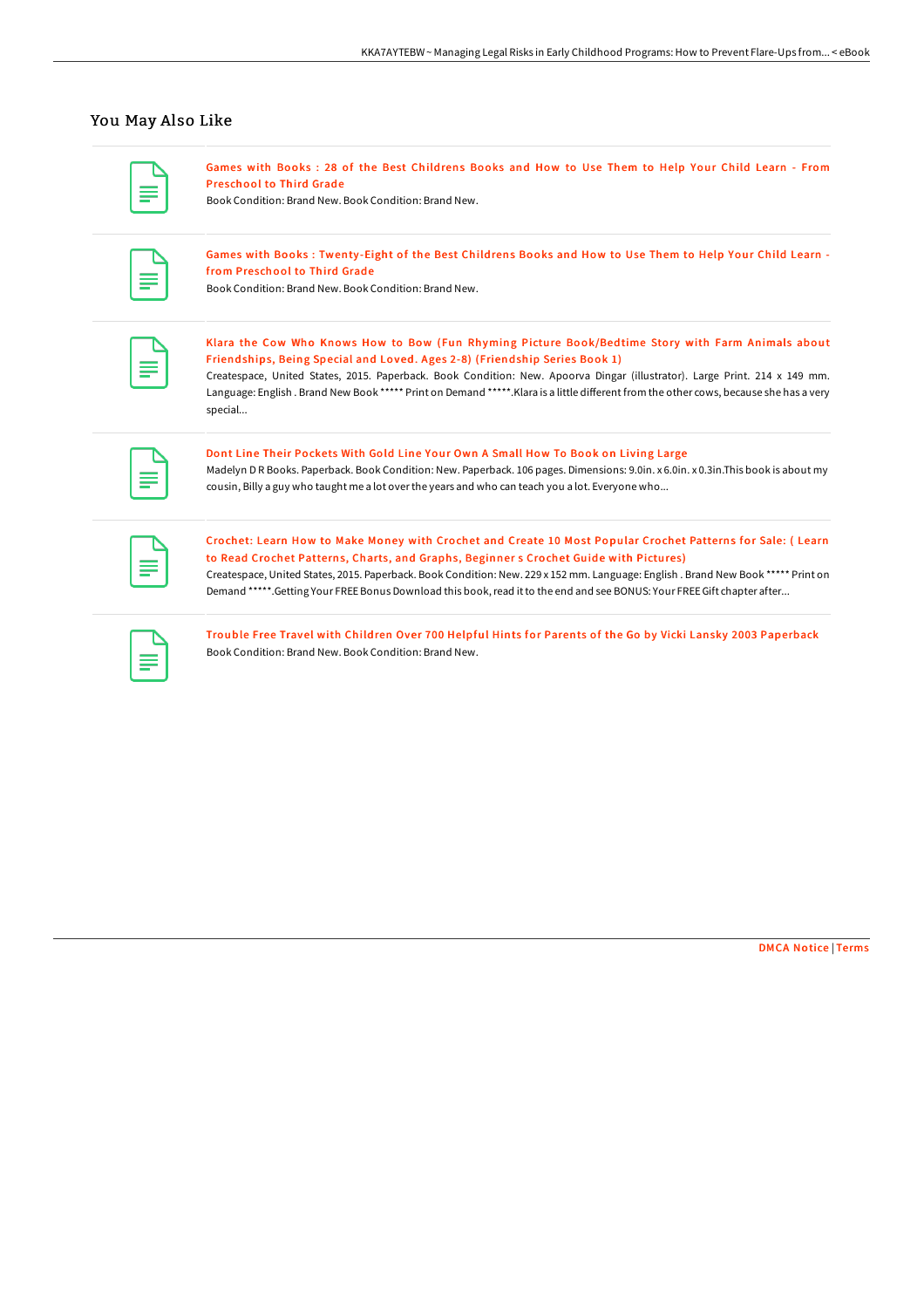## You May Also Like

**Games with Books : 28 of the Best Childrens Books and How to Use Them to Help Your Child Learn - From Preschool to Third Grade**

Book Condition: Brand New. Book Condition: Brand New.

**Games with Books : Twenty-Eight of the Best Childrens Books and How to Use Them to Help Your Child Learn - from Preschool to Third Grade**

Book Condition: Brand New. Book Condition: Brand New.

**Klara the Cow Who Knows How to Bow (Fun Rhyming Picture Book/Bedtime Story with Farm Animals about Friendships, Being Special and Loved. Ages 2-8) (Friendship Series Book 1)**

Createspace, United States, 2015. Paperback. Book Condition: New. Apoorva Dingar (illustrator). Large Print. 214 x 149 mm. Language: English . Brand New Book ***** Print on Demand *****.Klara is a little different from the other cows, because she has a very special...

**Dont Line Their Pockets With Gold Line Your Own A Small How To Book on Living Large**

Madelyn D R Books. Paperback. Book Condition: New. Paperback. 106 pages. Dimensions: 9.0in. x 6.0in. x 0.3in.This book is about my cousin, Billy a guy who taught me a lot over the years and who can teach you a lot. Everyone who...

**Crochet: Learn How to Make Money with Crochet and Create 10 Most Popular Crochet Patterns for Sale: ( Learn to Read Crochet Patterns, Charts, and Graphs, Beginner s Crochet Guide with Pictures)**

Createspace, United States, 2015. Paperback. Book Condition: New. 229 x 152 mm. Language: English . Brand New Book ***** Print on Demand *****.Getting Your FREE Bonus Download this book, read it to the end and see BONUS: Your FREE Gift chapter after...

**Trouble Free Travel with Children Over 700 Helpful Hints for Parents of the Go by Vicki Lansky 2003 Paperback**

Book Condition: Brand New. Book Condition: Brand New.

DMCA Notice | Terms